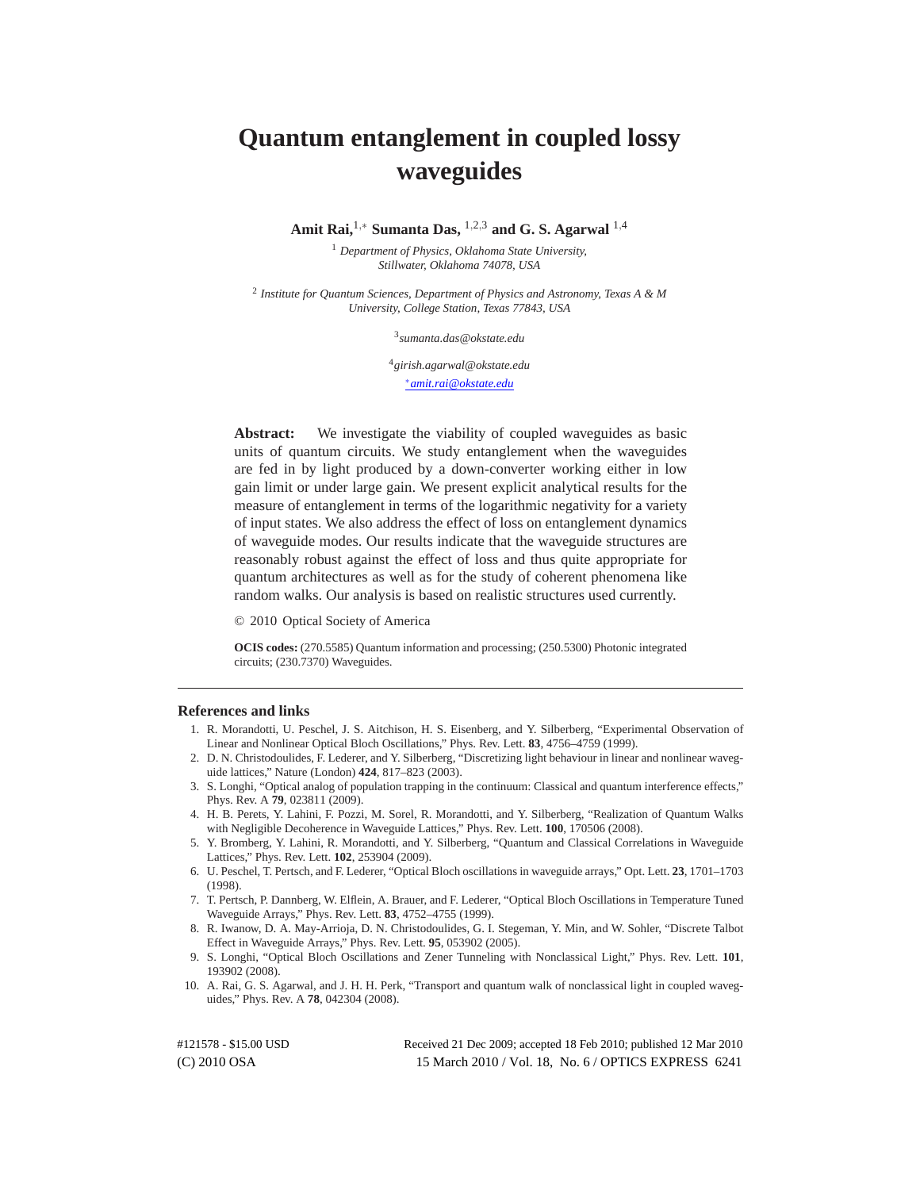# Quantum entanglement in coupled lossy waveguides

**Amit Rai,**[1,*] **Sumanta Das,** [1,2,3] **and G. S. Agarwal** [1,4]

[1] *Department of Physics, Oklahoma State University, Stillwater, Oklahoma 74078, USA*

[2] *Institute for Quantum Sciences, Department of Physics and Astronomy, Texas A & M University, College Station, Texas 77843, USA*

[3]*sumanta.das@okstate.edu*

[4]*girish.agarwal@okstate.edu*

[*]*amit.rai@okstate.edu*

**Abstract:** We investigate the viability of coupled waveguides as basic units of quantum circuits. We study entanglement when the waveguides are fed in by light produced by a down-converter working either in low gain limit or under large gain. We present explicit analytical results for the measure of entanglement in terms of the logarithmic negativity for a variety of input states. We also address the effect of loss on entanglement dynamics of waveguide modes. Our results indicate that the waveguide structures are reasonably robust against the effect of loss and thus quite appropriate for quantum architectures as well as for the study of coherent phenomena like random walks. Our analysis is based on realistic structures used currently.

© 2010 Optical Society of America

**OCIS codes:** (270.5585) Quantum information and processing; (250.5300) Photonic integrated circuits; (230.7370) Waveguides.

---

### References and links

1. R. Morandotti, U. Peschel, J. S. Aitchison, H. S. Eisenberg, and Y. Silberberg, "Experimental Observation of Linear and Nonlinear Optical Bloch Oscillations," Phys. Rev. Lett. **83**, 4756–4759 (1999).
2. D. N. Christodoulides, F. Lederer, and Y. Silberberg, "Discretizing light behaviour in linear and nonlinear waveguide lattices," Nature (London) **424**, 817–823 (2003).
3. S. Longhi, "Optical analog of population trapping in the continuum: Classical and quantum interference effects," Phys. Rev. A **79**, 023811 (2009).
4. H. B. Perets, Y. Lahini, F. Pozzi, M. Sorel, R. Morandotti, and Y. Silberberg, "Realization of Quantum Walks with Negligible Decoherence in Waveguide Lattices," Phys. Rev. Lett. **100**, 170506 (2008).
5. Y. Bromberg, Y. Lahini, R. Morandotti, and Y. Silberberg, "Quantum and Classical Correlations in Waveguide Lattices," Phys. Rev. Lett. **102**, 253904 (2009).
6. U. Peschel, T. Pertsch, and F. Lederer, "Optical Bloch oscillations in waveguide arrays," Opt. Lett. **23**, 1701–1703 (1998).
7. T. Pertsch, P. Dannberg, W. Elflein, A. Brauer, and F. Lederer, "Optical Bloch Oscillations in Temperature Tuned Waveguide Arrays," Phys. Rev. Lett. **83**, 4752–4755 (1999).
8. R. Iwanow, D. A. May-Arrioja, D. N. Christodoulides, G. I. Stegeman, Y. Min, and W. Sohler, "Discrete Talbot Effect in Waveguide Arrays," Phys. Rev. Lett. **95**, 053902 (2005).
9. S. Longhi, "Optical Bloch Oscillations and Zener Tunneling with Nonclassical Light," Phys. Rev. Lett. **101**, 193902 (2008).
10. A. Rai, G. S. Agarwal, and J. H. H. Perk, "Transport and quantum walk of nonclassical light in coupled waveguides," Phys. Rev. A **78**, 042304 (2008).

#121578 - $15.00 USD
(C) 2010 OSA

Received 21 Dec 2009; accepted 18 Feb 2010; published 12 Mar 2010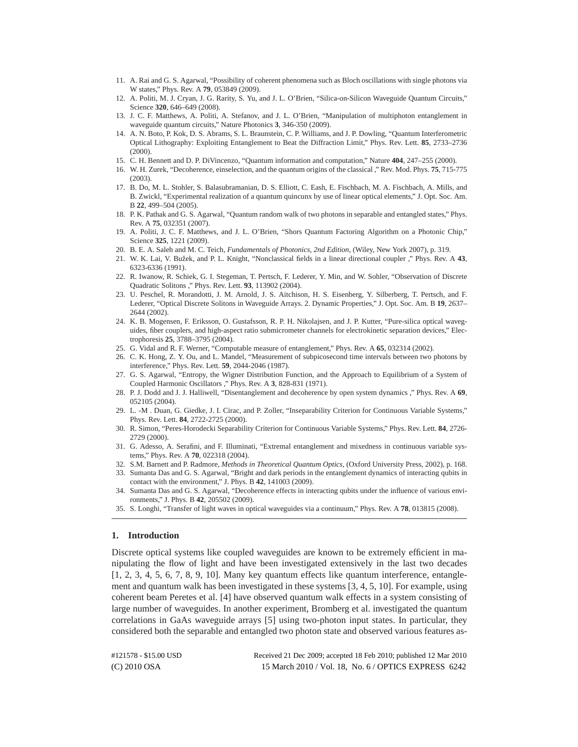11. A. Rai and G. S. Agarwal, "Possibility of coherent phenomena such as Bloch oscillations with single photons via W states," Phys. Rev. A **79**, 053849 (2009).
12. A. Politi, M. J. Cryan, J. G. Rarity, S. Yu, and J. L. O'Brien, "Silica-on-Silicon Waveguide Quantum Circuits," Science **320**, 646–649 (2008).
13. J. C. F. Matthews, A. Politi, A. Stefanov, and J. L. O'Brien, "Manipulation of multiphoton entanglement in waveguide quantum circuits," Nature Photonics **3**, 346-350 (2009).
14. A. N. Boto, P. Kok, D. S. Abrams, S. L. Braunstein, C. P. Williams, and J. P. Dowling, "Quantum Interferometric Optical Lithography: Exploiting Entanglement to Beat the Diffraction Limit," Phys. Rev. Lett. **85**, 2733–2736 (2000).
15. C. H. Bennett and D. P. DiVincenzo, "Quantum information and computation," Nature **404**, 247–255 (2000).
16. W. H. Zurek, "Decoherence, einselection, and the quantum origins of the classical ," Rev. Mod. Phys. **75**, 715-775 (2003).
17. B. Do, M. L. Stohler, S. Balasubramanian, D. S. Elliott, C. Eash, E. Fischbach, M. A. Fischbach, A. Mills, and B. Zwickl, "Experimental realization of a quantum quincunx by use of linear optical elements," J. Opt. Soc. Am. B **22**, 499–504 (2005).
18. P. K. Pathak and G. S. Agarwal, "Quantum random walk of two photons in separable and entangled states," Phys. Rev. A **75**, 032351 (2007).
19. A. Politi, J. C. F. Matthews, and J. L. O'Brien, "Shors Quantum Factoring Algorithm on a Photonic Chip," Science **325**, 1221 (2009).
20. B. E. A. Saleh and M. C. Teich, *Fundamentals of Photonics, 2nd Edition*, (Wiley, New York 2007), p. 319.
21. W. K. Lai, V. Bužek, and P. L. Knight, "Nonclassical fields in a linear directional coupler ," Phys. Rev. A **43**, 6323-6336 (1991).
22. R. Iwanow, R. Schiek, G. I. Stegeman, T. Pertsch, F. Lederer, Y. Min, and W. Sohler, "Observation of Discrete Quadratic Solitons ," Phys. Rev. Lett. **93**, 113902 (2004).
23. U. Peschel, R. Morandotti, J. M. Arnold, J. S. Aitchison, H. S. Eisenberg, Y. Silberberg, T. Pertsch, and F. Lederer, "Optical Discrete Solitons in Waveguide Arrays. 2. Dynamic Properties," J. Opt. Soc. Am. B **19**, 2637–2644 (2002).
24. K. B. Mogensen, F. Eriksson, O. Gustafsson, R. P. H. Nikolajsen, and J. P. Kutter, "Pure-silica optical waveguides, fiber couplers, and high-aspect ratio submicrometer channels for electrokinetic separation devices," Electrophoresis **25**, 3788–3795 (2004).
25. G. Vidal and R. F. Werner, "Computable measure of entanglement," Phys. Rev. A **65**, 032314 (2002).
26. C. K. Hong, Z. Y. Ou, and L. Mandel, "Measurement of subpicosecond time intervals between two photons by interference," Phys. Rev. Lett. **59**, 2044-2046 (1987).
27. G. S. Agarwal, "Entropy, the Wigner Distribution Function, and the Approach to Equilibrium of a System of Coupled Harmonic Oscillators ," Phys. Rev. A **3**, 828-831 (1971).
28. P. J. Dodd and J. J. Halliwell, "Disentanglement and decoherence by open system dynamics ," Phys. Rev. A **69**, 052105 (2004).
29. L. -M . Duan, G. Giedke, J. I. Cirac, and P. Zoller, "Inseparability Criterion for Continuous Variable Systems," Phys. Rev. Lett. **84**, 2722-2725 (2000).
30. R. Simon, "Peres-Horodecki Separability Criterion for Continuous Variable Systems," Phys. Rev. Lett. **84**, 2726-2729 (2000).
31. G. Adesso, A. Serafini, and F. Illuminati, "Extremal entanglement and mixedness in continuous variable systems," Phys. Rev. A **70**, 022318 (2004).
32. S.M. Barnett and P. Radmore, *Methods in Theoretical Quantum Optics*, (Oxford University Press, 2002), p. 168.
33. Sumanta Das and G. S. Agarwal, "Bright and dark periods in the entanglement dynamics of interacting qubits in contact with the environment," J. Phys. B **42**, 141003 (2009).
34. Sumanta Das and G. S. Agarwal, "Decoherence effects in interacting qubits under the influence of various environments," J. Phys. B **42**, 205502 (2009).
35. S. Longhi, "Transfer of light waves in optical waveguides via a continuum," Phys. Rev. A **78**, 013815 (2008).

## 1. Introduction

Discrete optical systems like coupled waveguides are known to be extremely efficient in manipulating the flow of light and have been investigated extensively in the last two decades [1, 2, 3, 4, 5, 6, 7, 8, 9, 10]. Many key quantum effects like quantum interference, entanglement and quantum walk has been investigated in these systems [3, 4, 5, 10]. For example, using coherent beam Peretes et al. [4] have observed quantum walk effects in a system consisting of large number of waveguides. In another experiment, Bromberg et al. investigated the quantum correlations in GaAs waveguide arrays [5] using two-photon input states. In particular, they considered both the separable and entangled two photon state and observed various features as-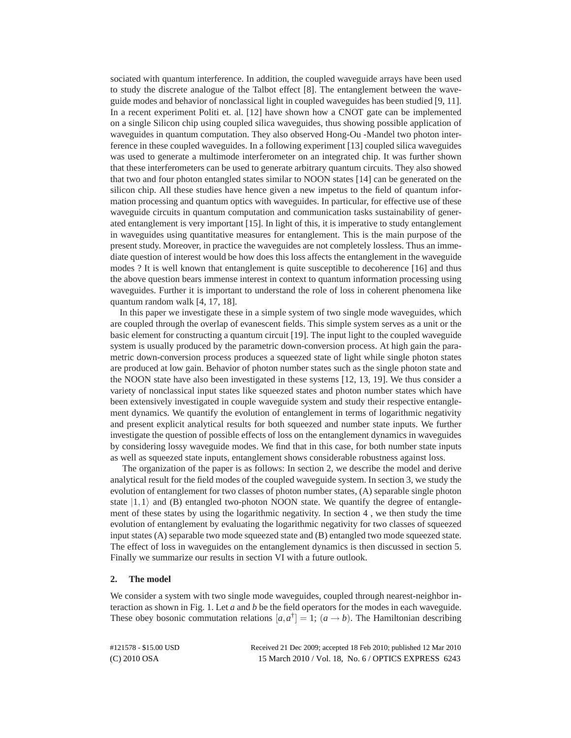sociated with quantum interference. In addition, the coupled waveguide arrays have been used to study the discrete analogue of the Talbot effect [8]. The entanglement between the waveguide modes and behavior of nonclassical light in coupled waveguides has been studied [9, 11]. In a recent experiment Politi et. al. [12] have shown how a CNOT gate can be implemented on a single Silicon chip using coupled silica waveguides, thus showing possible application of waveguides in quantum computation. They also observed Hong-Ou -Mandel two photon interference in these coupled waveguides. In a following experiment [13] coupled silica waveguides was used to generate a multimode interferometer on an integrated chip. It was further shown that these interferometers can be used to generate arbitrary quantum circuits. They also showed that two and four photon entangled states similar to NOON states [14] can be generated on the silicon chip. All these studies have hence given a new impetus to the field of quantum information processing and quantum optics with waveguides. In particular, for effective use of these waveguide circuits in quantum computation and communication tasks sustainability of generated entanglement is very important [15]. In light of this, it is imperative to study entanglement in waveguides using quantitative measures for entanglement. This is the main purpose of the present study. Moreover, in practice the waveguides are not completely lossless. Thus an immediate question of interest would be how does this loss affects the entanglement in the waveguide modes ? It is well known that entanglement is quite susceptible to decoherence [16] and thus the above question bears immense interest in context to quantum information processing using waveguides. Further it is important to understand the role of loss in coherent phenomena like quantum random walk [4, 17, 18].

In this paper we investigate these in a simple system of two single mode waveguides, which are coupled through the overlap of evanescent fields. This simple system serves as a unit or the basic element for constructing a quantum circuit [19]. The input light to the coupled waveguide system is usually produced by the parametric down-conversion process. At high gain the parametric down-conversion process produces a squeezed state of light while single photon states are produced at low gain. Behavior of photon number states such as the single photon state and the NOON state have also been investigated in these systems [12, 13, 19]. We thus consider a variety of nonclassical input states like squeezed states and photon number states which have been extensively investigated in couple waveguide system and study their respective entanglement dynamics. We quantify the evolution of entanglement in terms of logarithmic negativity and present explicit analytical results for both squeezed and number state inputs. We further investigate the question of possible effects of loss on the entanglement dynamics in waveguides by considering lossy waveguide modes. We find that in this case, for both number state inputs as well as squeezed state inputs, entanglement shows considerable robustness against loss.

The organization of the paper is as follows: In section 2, we describe the model and derive analytical result for the field modes of the coupled waveguide system. In section 3, we study the evolution of entanglement for two classes of photon number states, (A) separable single photon state $|1,1\rangle$ and (B) entangled two-photon NOON state. We quantify the degree of entanglement of these states by using the logarithmic negativity. In section 4 , we then study the time evolution of entanglement by evaluating the logarithmic negativity for two classes of squeezed input states (A) separable two mode squeezed state and (B) entangled two mode squeezed state. The effect of loss in waveguides on the entanglement dynamics is then discussed in section 5. Finally we summarize our results in section VI with a future outlook.

## 2. The model

We consider a system with two single mode waveguides, coupled through nearest-neighbor interaction as shown in Fig. 1. Let $a$ and $b$ be the field operators for the modes in each waveguide. These obey bosonic commutation relations $[a, a^{\dagger}] = 1$; $(a \rightarrow b)$. The Hamiltonian describing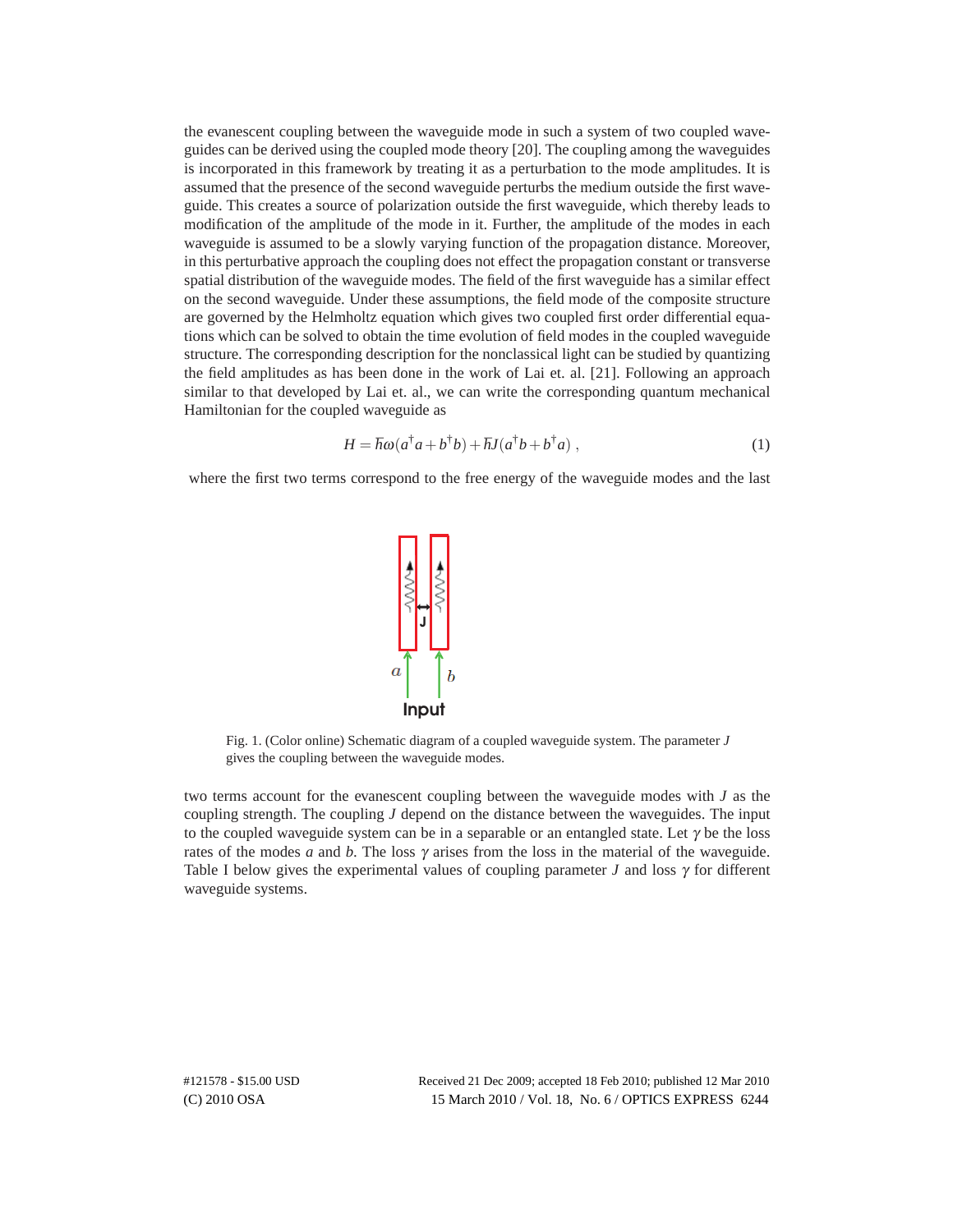the evanescent coupling between the waveguide mode in such a system of two coupled waveguides can be derived using the coupled mode theory [20]. The coupling among the waveguides is incorporated in this framework by treating it as a perturbation to the mode amplitudes. It is assumed that the presence of the second waveguide perturbs the medium outside the first waveguide. This creates a source of polarization outside the first waveguide, which thereby leads to modification of the amplitude of the mode in it. Further, the amplitude of the modes in each waveguide is assumed to be a slowly varying function of the propagation distance. Moreover, in this perturbative approach the coupling does not effect the propagation constant or transverse spatial distribution of the waveguide modes. The field of the first waveguide has a similar effect on the second waveguide. Under these assumptions, the field mode of the composite structure are governed by the Helmholtz equation which gives two coupled first order differential equations which can be solved to obtain the time evolution of field modes in the coupled waveguide structure. The corresponding description for the nonclassical light can be studied by quantizing the field amplitudes as has been done in the work of Lai et. al. [21]. Following an approach similar to that developed by Lai et. al., we can write the corresponding quantum mechanical Hamiltonian for the coupled waveguide as

$$H = \hbar\omega(a^{\dagger}a + b^{\dagger}b) + \hbar J(a^{\dagger}b + b^{\dagger}a) \, , \tag{1}$$

where the first two terms correspond to the free energy of the waveguide modes and the last two terms account for the evanescent coupling between the waveguide modes with $J$ as the coupling strength. The coupling $J$ depend on the distance between the waveguides. The input to the coupled waveguide system can be in a separable or an entangled state. Let $\gamma$ be the loss rates of the modes $a$ and $b$. The loss $\gamma$ arises from the loss in the material of the waveguide. Table I below gives the experimental values of coupling parameter $J$ and loss $\gamma$ for different waveguide systems.

Fig. 1. (Color online) Schematic diagram of a coupled waveguide system. The parameter $J$ gives the coupling between the waveguide modes.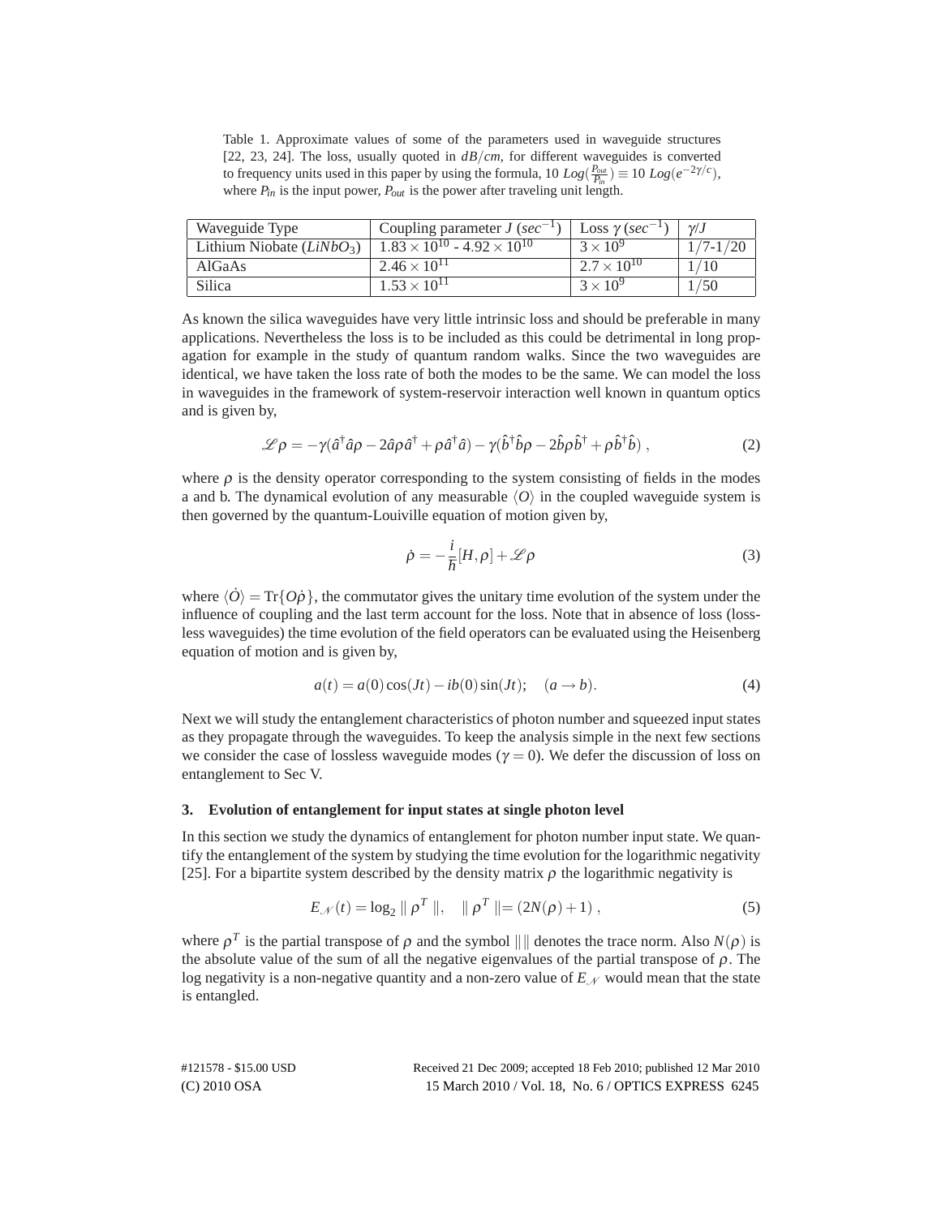Table 1. Approximate values of some of the parameters used in waveguide structures [22, 23, 24]. The loss, usually quoted in $dB/cm$, for different waveguides is converted to frequency units used in this paper by using the formula, $10\ Log(\frac{P_{out}}{P_{in}}) \equiv 10\ Log(e^{-2\gamma/c})$, where $P_{in}$ is the input power, $P_{out}$ is the power after traveling unit length.

| Waveguide Type | Coupling parameter $J$ ($sec^{-1}$) | Loss $\gamma$ ($sec^{-1}$) | $\gamma/J$ |
|---|---|---|---|
| Lithium Niobate ($LiNbO_3$) | $1.83 \times 10^{10}$ - $4.92 \times 10^{10}$ | $3 \times 10^{9}$ | 1/7-1/20 |
| AlGaAs | $2.46 \times 10^{11}$ | $2.7 \times 10^{10}$ | 1/10 |
| Silica | $1.53 \times 10^{11}$ | $3 \times 10^{9}$ | 1/50 |

As known the silica waveguides have very little intrinsic loss and should be preferable in many applications. Nevertheless the loss is to be included as this could be detrimental in long propagation for example in the study of quantum random walks. Since the two waveguides are identical, we have taken the loss rate of both the modes to be the same. We can model the loss in waveguides in the framework of system-reservoir interaction well known in quantum optics and is given by,

$$\mathscr{L}\rho = -\gamma(\hat{a}^\dagger\hat{a}\rho - 2\hat{a}\rho\hat{a}^\dagger + \rho\hat{a}^\dagger\hat{a}) - \gamma(\hat{b}^\dagger\hat{b}\rho - 2\hat{b}\rho\hat{b}^\dagger + \rho\hat{b}^\dagger\hat{b})\ , \tag{2}$$

where $\rho$ is the density operator corresponding to the system consisting of fields in the modes a and b. The dynamical evolution of any measurable $\langle O \rangle$ in the coupled waveguide system is then governed by the quantum-Louiville equation of motion given by,

$$\dot{\rho} = -\frac{i}{\hbar}[H,\rho] + \mathscr{L}\rho \tag{3}$$

where $\langle \dot{O} \rangle = \mathrm{Tr}\{O\dot{\rho}\}$, the commutator gives the unitary time evolution of the system under the influence of coupling and the last term account for the loss. Note that in absence of loss (lossless waveguides) the time evolution of the field operators can be evaluated using the Heisenberg equation of motion and is given by,

$$a(t) = a(0)\cos(Jt) - ib(0)\sin(Jt); \quad (a \to b). \tag{4}$$

Next we will study the entanglement characteristics of photon number and squeezed input states as they propagate through the waveguides. To keep the analysis simple in the next few sections we consider the case of lossless waveguide modes ($\gamma = 0$). We defer the discussion of loss on entanglement to Sec V.

## 3. Evolution of entanglement for input states at single photon level

In this section we study the dynamics of entanglement for photon number input state. We quantify the entanglement of the system by studying the time evolution for the logarithmic negativity [25]. For a bipartite system described by the density matrix $\rho$ the logarithmic negativity is

$$E_{\mathscr{N}}(t) = \log_2 \parallel \rho^T \parallel, \quad \parallel \rho^T \parallel = (2N(\rho) + 1)\ , \tag{5}$$

where $\rho^T$ is the partial transpose of $\rho$ and the symbol $\parallel \parallel$ denotes the trace norm. Also $N(\rho)$ is the absolute value of the sum of all the negative eigenvalues of the partial transpose of $\rho$. The log negativity is a non-negative quantity and a non-zero value of $E_{\mathscr{N}}$ would mean that the state is entangled.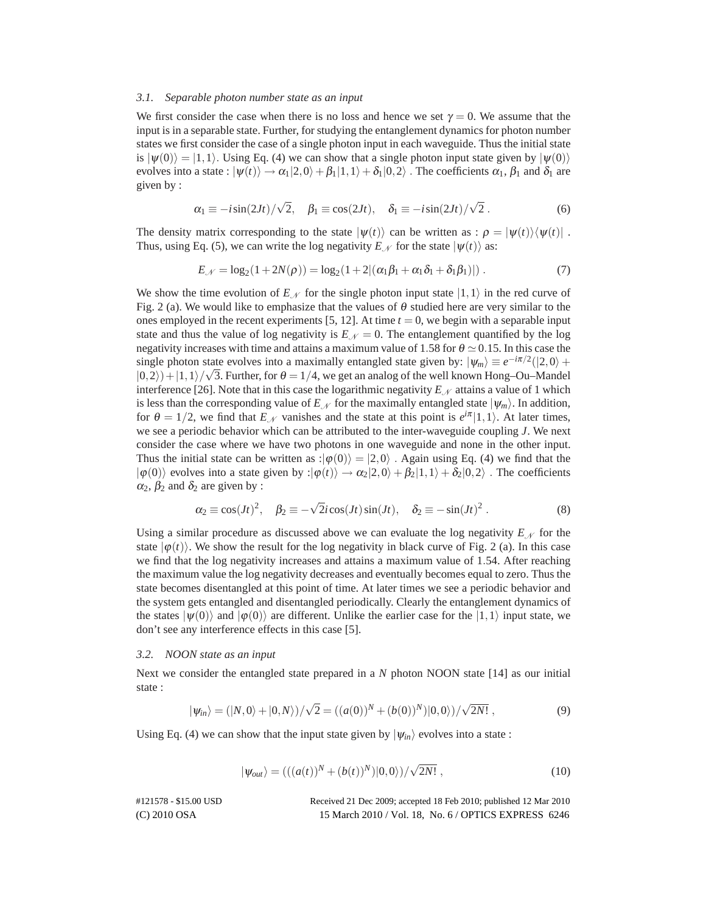### 3.1. Separable photon number state as an input

We first consider the case when there is no loss and hence we set $\gamma = 0$. We assume that the input is in a separable state. Further, for studying the entanglement dynamics for photon number states we first consider the case of a single photon input in each waveguide. Thus the initial state is $|\psi(0)\rangle = |1,1\rangle$. Using Eq. (4) we can show that a single photon input state given by $|\psi(0)\rangle$ evolves into a state : $|\psi(t)\rangle \rightarrow \alpha_1|2,0\rangle + \beta_1|1,1\rangle + \delta_1|0,2\rangle$ . The coefficients $\alpha_1$, $\beta_1$ and $\delta_1$ are given by :

$$\alpha_1 \equiv -i\sin(2Jt)/\sqrt{2}, \quad \beta_1 \equiv \cos(2Jt), \quad \delta_1 \equiv -i\sin(2Jt)/\sqrt{2} \,. \tag{6}$$

The density matrix corresponding to the state $|\psi(t)\rangle$ can be written as : $\rho = |\psi(t)\rangle\langle\psi(t)|$ . Thus, using Eq. (5), we can write the log negativity $E_{\mathcal{N}}$ for the state $|\psi(t)\rangle$ as:

$$E_{\mathcal{N}} = \log_2(1+2N(\rho)) = \log_2(1+2|(\alpha_1\beta_1 + \alpha_1\delta_1 + \delta_1\beta_1)|) \,. \tag{7}$$

We show the time evolution of $E_{\mathcal{N}}$ for the single photon input state $|1,1\rangle$ in the red curve of Fig. 2 (a). We would like to emphasize that the values of $\theta$ studied here are very similar to the ones employed in the recent experiments [5, 12]. At time $t = 0$, we begin with a separable input state and thus the value of log negativity is $E_{\mathcal{N}} = 0$. The entanglement quantified by the log negativity increases with time and attains a maximum value of 1.58 for $\theta \simeq 0.15$. In this case the single photon state evolves into a maximally entangled state given by: $|\psi_m\rangle \equiv e^{-i\pi/2}(|2,0\rangle + |0,2\rangle) + |1,1\rangle/\sqrt{3}$. Further, for $\theta = 1/4$, we get an analog of the well known Hong–Ou–Mandel interference [26]. Note that in this case the logarithmic negativity $E_{\mathcal{N}}$ attains a value of 1 which is less than the corresponding value of $E_{\mathcal{N}}$ for the maximally entangled state $|\psi_m\rangle$. In addition, for $\theta = 1/2$, we find that $E_{\mathcal{N}}$ vanishes and the state at this point is $e^{i\pi}|1,1\rangle$. At later times, we see a periodic behavior which can be attributed to the inter-waveguide coupling $J$. We next consider the case where we have two photons in one waveguide and none in the other input. Thus the initial state can be written as :$|\varphi(0)\rangle = |2,0\rangle$ . Again using Eq. (4) we find that the $|\varphi(0)\rangle$ evolves into a state given by :$|\varphi(t)\rangle \rightarrow \alpha_2|2,0\rangle + \beta_2|1,1\rangle + \delta_2|0,2\rangle$ . The coefficients $\alpha_2$, $\beta_2$ and $\delta_2$ are given by :

$$\alpha_2 \equiv \cos(Jt)^2, \quad \beta_2 \equiv -\sqrt{2}i\cos(Jt)\sin(Jt), \quad \delta_2 \equiv -\sin(Jt)^2 \,. \tag{8}$$

Using a similar procedure as discussed above we can evaluate the log negativity $E_{\mathcal{N}}$ for the state $|\varphi(t)\rangle$. We show the result for the log negativity in black curve of Fig. 2 (a). In this case we find that the log negativity increases and attains a maximum value of 1.54. After reaching the maximum value the log negativity decreases and eventually becomes equal to zero. Thus the state becomes disentangled at this point of time. At later times we see a periodic behavior and the system gets entangled and disentangled periodically. Clearly the entanglement dynamics of the states $|\psi(0)\rangle$ and $|\varphi(0)\rangle$ are different. Unlike the earlier case for the $|1,1\rangle$ input state, we don't see any interference effects in this case [5].

### 3.2. NOON state as an input

Next we consider the entangled state prepared in a $N$ photon NOON state [14] as our initial state :

$$|\psi_{in}\rangle = (|N,0\rangle + |0,N\rangle)/\sqrt{2} = ((a(0))^N + (b(0))^N)|0,0\rangle)/\sqrt{2N!} \,, \tag{9}$$

Using Eq. (4) we can show that the input state given by $|\psi_{in}\rangle$ evolves into a state :

$$|\psi_{out}\rangle = (((a(t))^N + (b(t))^N)|0,0\rangle)/\sqrt{2N!} \,, \tag{10}$$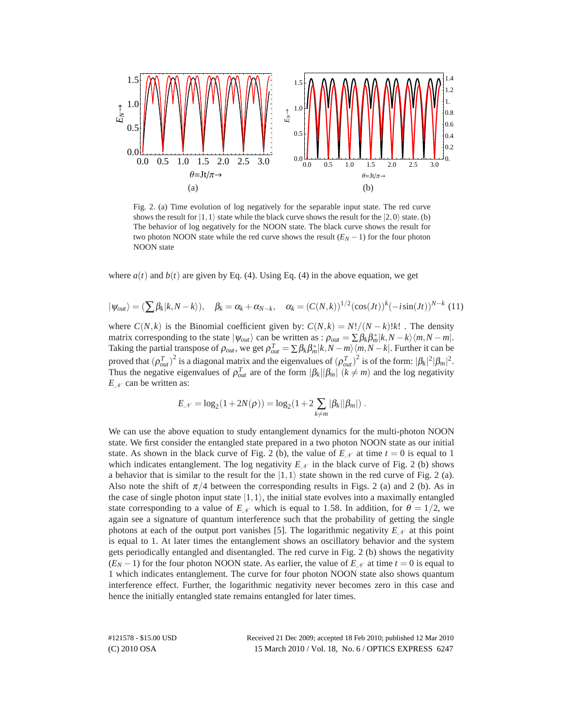Fig. 2. (a) Time evolution of log negatively for the separable input state. The red curve shows the result for $|1,1\rangle$ state while the black curve shows the result for the $|2,0\rangle$ state. (b) The behavior of log negatively for the NOON state. The black curve shows the result for two photon NOON state while the red curve shows the result $(E_N - 1)$ for the four photon NOON state

where $a(t)$ and $b(t)$ are given by Eq. (4). Using Eq. (4) in the above equation, we get

$$|\psi_{out}\rangle = (\sum \beta_k |k, N-k\rangle), \quad \beta_k = \alpha_k + \alpha_{N-k}, \quad \alpha_k = (C(N,k))^{1/2} (\cos(Jt))^k (-i\sin(Jt))^{N-k} \quad (11)$$

where $C(N,k)$ is the Binomial coefficient given by: $C(N,k) = N!/(N-k)!k!$ . The density matrix corresponding to the state $|\psi_{out}\rangle$ can be written as : $\rho_{out} = \sum \beta_k \beta_m^* |k, N-k\rangle\langle m, N-m|$. Taking the partial transpose of $\rho_{out}$, we get $\rho_{out}^T = \sum \beta_k \beta_m^* |k, N-m\rangle\langle m, N-k|$. Further it can be proved that $(\rho_{out}^T)^2$ is a diagonal matrix and the eigenvalues of $(\rho_{out}^T)^2$ is of the form: $|\beta_k|^2 |\beta_m|^2$. Thus the negative eigenvalues of $\rho_{out}^T$ are of the form $|\beta_k||\beta_m|$ $(k \neq m)$ and the log negativity $E_{\mathcal{N}}$ can be written as:

$$E_{\mathcal{N}} = \log_2(1 + 2N(\rho)) = \log_2(1 + 2\sum_{k \neq m} |\beta_k||\beta_m|) \, .$$

We can use the above equation to study entanglement dynamics for the multi-photon NOON state. We first consider the entangled state prepared in a two photon NOON state as our initial state. As shown in the black curve of Fig. 2 (b), the value of $E_{\mathcal{N}}$ at time $t = 0$ is equal to 1 which indicates entanglement. The log negativity $E_{\mathcal{N}}$ in the black curve of Fig. 2 (b) shows a behavior that is similar to the result for the $|1,1\rangle$ state shown in the red curve of Fig. 2 (a). Also note the shift of $\pi/4$ between the corresponding results in Figs. 2 (a) and 2 (b). As in the case of single photon input state $|1,1\rangle$, the initial state evolves into a maximally entangled state corresponding to a value of $E_{\mathcal{N}}$ which is equal to 1.58. In addition, for $\theta = 1/2$, we again see a signature of quantum interference such that the probability of getting the single photons at each of the output port vanishes [5]. The logarithmic negativity $E_{\mathcal{N}}$ at this point is equal to 1. At later times the entanglement shows an oscillatory behavior and the system gets periodically entangled and disentangled. The red curve in Fig. 2 (b) shows the negativity $(E_N - 1)$ for the four photon NOON state. As earlier, the value of $E_{\mathcal{N}}$ at time $t = 0$ is equal to 1 which indicates entanglement. The curve for four photon NOON state also shows quantum interference effect. Further, the logarithmic negativity never becomes zero in this case and hence the initially entangled state remains entangled for later times.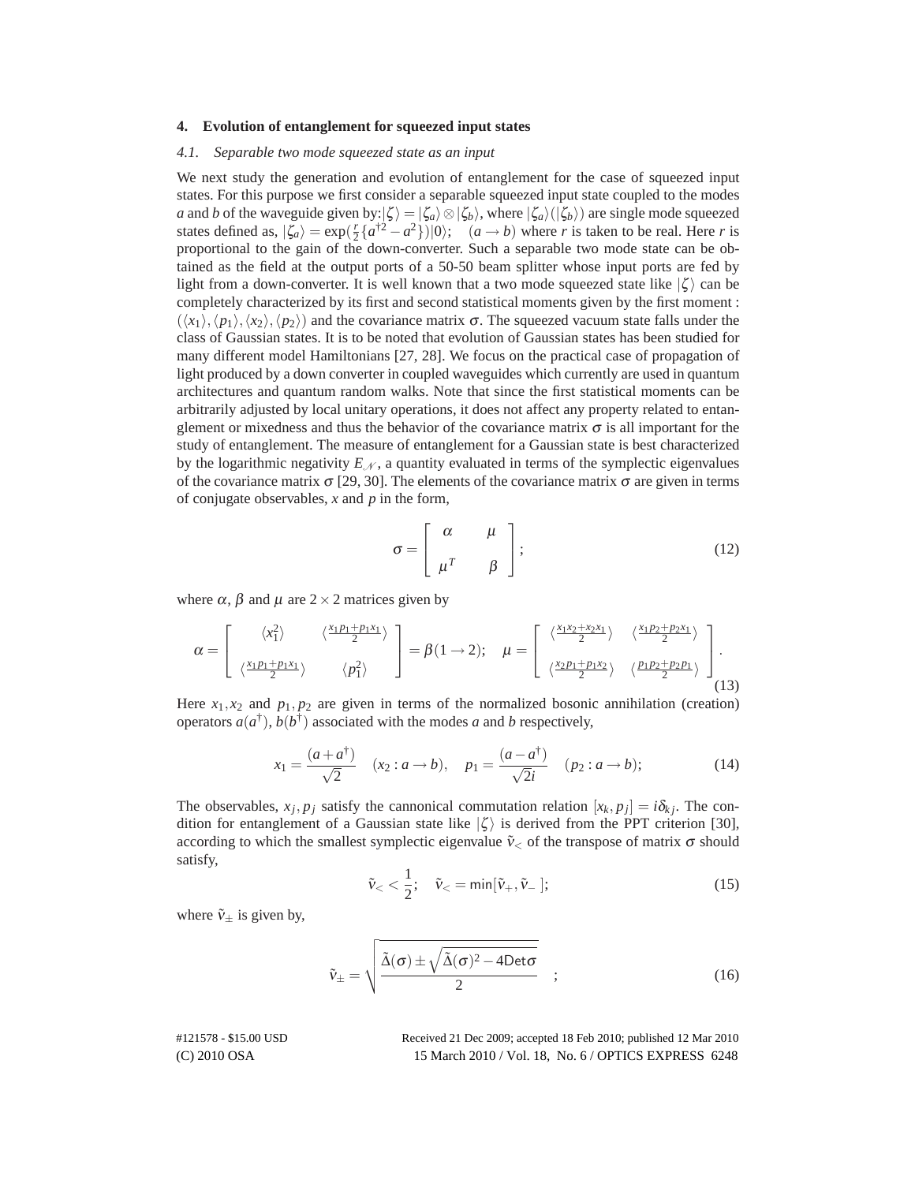## 4. Evolution of entanglement for squeezed input states

### *4.1. Separable two mode squeezed state as an input*

We next study the generation and evolution of entanglement for the case of squeezed input states. For this purpose we first consider a separable squeezed input state coupled to the modes $a$ and $b$ of the waveguide given by: $|\zeta\rangle = |\zeta_a\rangle \otimes |\zeta_b\rangle$, where $|\zeta_a\rangle(|\zeta_b\rangle)$ are single mode squeezed states defined as, $|\zeta_a\rangle = \exp(\frac{r}{2}\{a^{\dagger 2} - a^2\})|0\rangle$; $\quad (a \rightarrow b)$ where $r$ is taken to be real. Here $r$ is proportional to the gain of the down-converter. Such a separable two mode state can be obtained as the field at the output ports of a 50-50 beam splitter whose input ports are fed by light from a down-converter. It is well known that a two mode squeezed state like $|\zeta\rangle$ can be completely characterized by its first and second statistical moments given by the first moment : $(\langle x_1\rangle, \langle p_1\rangle, \langle x_2\rangle, \langle p_2\rangle)$ and the covariance matrix $\sigma$. The squeezed vacuum state falls under the class of Gaussian states. It is to be noted that evolution of Gaussian states has been studied for many different model Hamiltonians [27, 28]. We focus on the practical case of propagation of light produced by a down converter in coupled waveguides which currently are used in quantum architectures and quantum random walks. Note that since the first statistical moments can be arbitrarily adjusted by local unitary operations, it does not affect any property related to entanglement or mixedness and thus the behavior of the covariance matrix $\sigma$ is all important for the study of entanglement. The measure of entanglement for a Gaussian state is best characterized by the logarithmic negativity $E_{\mathcal{N}}$, a quantity evaluated in terms of the symplectic eigenvalues of the covariance matrix $\sigma$ [29, 30]. The elements of the covariance matrix $\sigma$ are given in terms of conjugate observables, $x$ and $p$ in the form,

$$\sigma = \begin{bmatrix} \alpha & \mu \\ \mu^T & \beta \end{bmatrix}; \tag{12}$$

where $\alpha$, $\beta$ and $\mu$ are $2 \times 2$ matrices given by

$$\alpha = \begin{bmatrix} \langle x_1^2 \rangle & \langle \frac{x_1 p_1 + p_1 x_1}{2} \rangle \\ \langle \frac{x_1 p_1 + p_1 x_1}{2} \rangle & \langle p_1^2 \rangle \end{bmatrix} = \beta(1 \rightarrow 2); \quad \mu = \begin{bmatrix} \langle \frac{x_1 x_2 + x_2 x_1}{2} \rangle & \langle \frac{x_1 p_2 + p_2 x_1}{2} \rangle \\ \langle \frac{x_2 p_1 + p_1 x_2}{2} \rangle & \langle \frac{p_1 p_2 + p_2 p_1}{2} \rangle \end{bmatrix}. \tag{13}$$

Here $x_1, x_2$ and $p_1, p_2$ are given in terms of the normalized bosonic annihilation (creation) operators $a(a^\dagger)$, $b(b^\dagger)$ associated with the modes $a$ and $b$ respectively,

$$x_1 = \frac{(a + a^\dagger)}{\sqrt{2}} \quad (x_2 : a \rightarrow b), \quad p_1 = \frac{(a - a^\dagger)}{\sqrt{2}i} \quad (p_2 : a \rightarrow b); \tag{14}$$

The observables, $x_j, p_j$ satisfy the cannonical commutation relation $[x_k, p_j] = i\delta_{kj}$. The condition for entanglement of a Gaussian state like $|\zeta\rangle$ is derived from the PPT criterion [30], according to which the smallest symplectic eigenvalue $\tilde{\nu}_<$ of the transpose of matrix $\sigma$ should satisfy,

$$\tilde{\nu}_< < \frac{1}{2}; \quad \tilde{\nu}_< = \min[\tilde{\nu}_+, \tilde{\nu}_-]; \tag{15}$$

where $\tilde{\nu}_\pm$ is given by,

$$\tilde{\nu}_\pm = \sqrt{\frac{\tilde{\Delta}(\sigma) \pm \sqrt{\tilde{\Delta}(\sigma)^2 - 4\mathrm{Det}\sigma}}{2}} \quad ; \tag{16}$$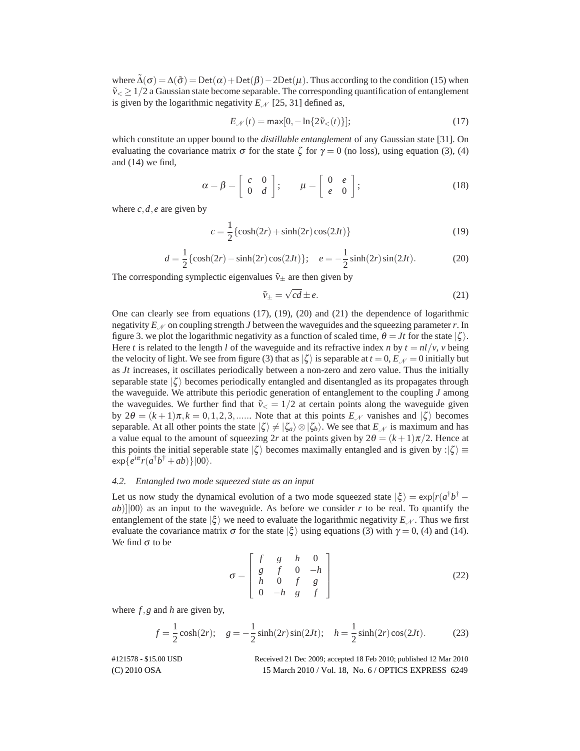where $\tilde{\Delta}(\sigma) = \Delta(\tilde{\sigma}) = \mathsf{Det}(\alpha) + \mathsf{Det}(\beta) - 2\mathsf{Det}(\mu)$. Thus according to the condition (15) when $\tilde{\nu}_< \geq 1/2$ a Gaussian state become separable. The corresponding quantification of entanglement is given by the logarithmic negativity $E_{\mathcal{N}}$ [25, 31] defined as,

$$E_{\mathcal{N}}(t) = \max[0, -\ln\{2\tilde{\nu}_<(t)\}]; \tag{17}$$

which constitute an upper bound to the *distillable entanglement* of any Gaussian state [31]. On evaluating the covariance matrix $\sigma$ for the state $\zeta$ for $\gamma = 0$ (no loss), using equation (3), (4) and (14) we find,

$$\alpha = \beta = \begin{bmatrix} c & 0 \\ 0 & d \end{bmatrix}; \qquad \mu = \begin{bmatrix} 0 & e \\ e & 0 \end{bmatrix}; \tag{18}$$

where $c, d, e$ are given by

$$c = \frac{1}{2}\{\cosh(2r) + \sinh(2r)\cos(2Jt)\} \tag{19}$$

$$d = \frac{1}{2}\{\cosh(2r) - \sinh(2r)\cos(2Jt)\}; \quad e = -\frac{1}{2}\sinh(2r)\sin(2Jt). \tag{20}$$

The corresponding symplectic eigenvalues $\tilde{\nu}_\pm$ are then given by

$$\tilde{\nu}_\pm = \sqrt{cd} \pm e. \tag{21}$$

One can clearly see from equations (17), (19), (20) and (21) the dependence of logarithmic negativity $E_{\mathcal{N}}$ on coupling strength $J$ between the waveguides and the squeezing parameter $r$. In figure 3. we plot the logarithmic negativity as a function of scaled time, $\theta = Jt$ for the state $|\zeta\rangle$. Here $t$ is related to the length $l$ of the waveguide and its refractive index $n$ by $t = nl/v$, $v$ being the velocity of light. We see from figure (3) that as $|\zeta\rangle$ is separable at $t = 0$, $E_{\mathcal{N}} = 0$ initially but as $Jt$ increases, it oscillates periodically between a non-zero and zero value. Thus the initially separable state $|\zeta\rangle$ becomes periodically entangled and disentangled as its propagates through the waveguide. We attribute this periodic generation of entanglement to the coupling $J$ among the waveguides. We further find that $\tilde{\nu}_< = 1/2$ at certain points along the waveguide given by $2\theta = (k+1)\pi, k = 0, 1, 2, 3, ......$ Note that at this points $E_{\mathcal{N}}$ vanishes and $|\zeta\rangle$ becomes separable. At all other points the state $|\zeta\rangle \neq |\zeta_a\rangle \otimes |\zeta_b\rangle$. We see that $E_{\mathcal{N}}$ is maximum and has a value equal to the amount of squeezing $2r$ at the points given by $2\theta = (k+1)\pi/2$. Hence at this points the initial seperable state $|\zeta\rangle$ becomes maximally entangled and is given by :$|\zeta\rangle \equiv \exp\{e^{i\pi} r(a^\dagger b^\dagger + ab)\}|00\rangle$.

### 4.2. *Entangled two mode squeezed state as an input*

Let us now study the dynamical evolution of a two mode squeezed state $|\xi\rangle = \exp[r(a^\dagger b^\dagger - ab)]|00\rangle$ as an input to the waveguide. As before we consider $r$ to be real. To quantify the entanglement of the state $|\xi\rangle$ we need to evaluate the logarithmic negativity $E_{\mathcal{N}}$. Thus we first evaluate the covariance matrix $\sigma$ for the state $|\xi\rangle$ using equations (3) with $\gamma = 0$, (4) and (14). We find $\sigma$ to be

$$\sigma = \begin{bmatrix} f & g & h & 0 \\ g & f & 0 & -h \\ h & 0 & f & g \\ 0 & -h & g & f \end{bmatrix} \tag{22}$$

where $f, g$ and $h$ are given by,

$$f = \frac{1}{2}\cosh(2r); \quad g = -\frac{1}{2}\sinh(2r)\sin(2Jt); \quad h = \frac{1}{2}\sinh(2r)\cos(2Jt). \tag{23}$$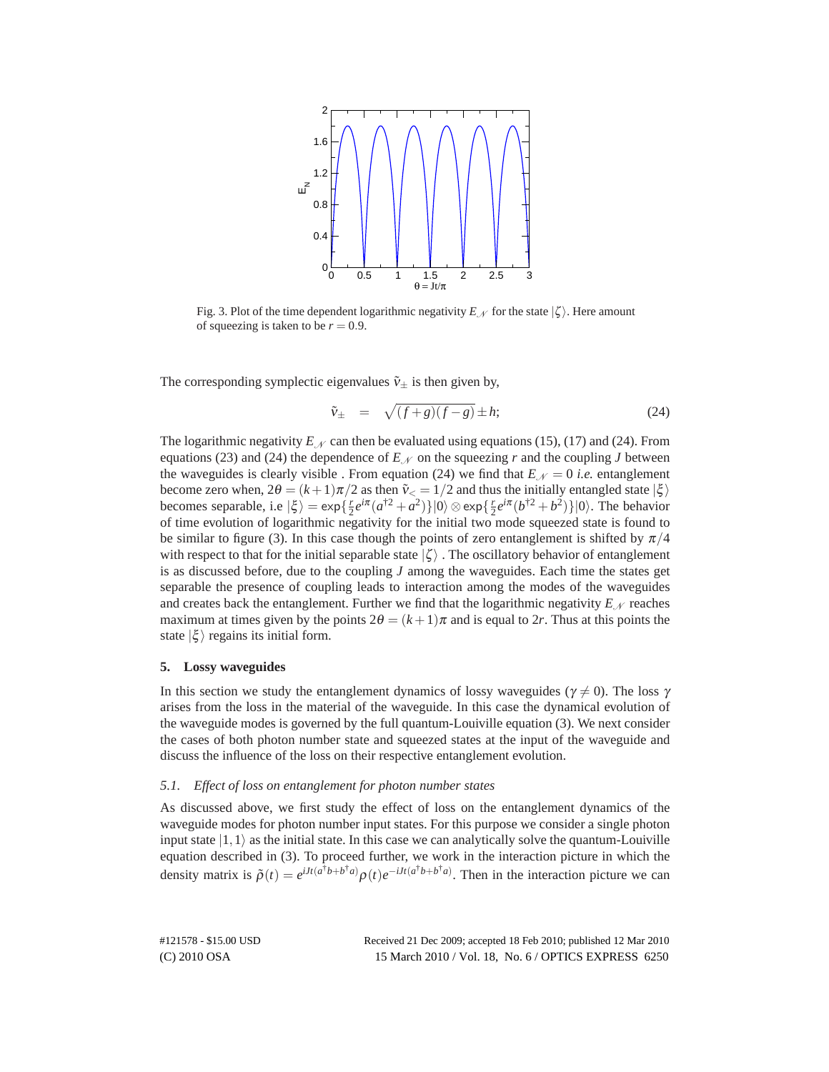Fig. 3. Plot of the time dependent logarithmic negativity $E_{\mathcal{N}}$ for the state $|\zeta\rangle$. Here amount of squeezing is taken to be $r = 0.9$.

The corresponding symplectic eigenvalues $\tilde{\nu}_{\pm}$ is then given by,

$$\tilde{\nu}_{\pm} = \sqrt{(f+g)(f-g)} \pm h; \tag{24}$$

The logarithmic negativity $E_{\mathcal{N}}$ can then be evaluated using equations (15), (17) and (24). From equations (23) and (24) the dependence of $E_{\mathcal{N}}$ on the squeezing $r$ and the coupling $J$ between the waveguides is clearly visible . From equation (24) we find that $E_{\mathcal{N}} = 0$ *i.e.* entanglement become zero when, $2\theta = (k+1)\pi/2$ as then $\tilde{\nu}_{<} = 1/2$ and thus the initially entangled state $|\xi\rangle$ becomes separable, i.e $|\xi\rangle = \exp\{\frac{r}{2}e^{i\pi}(a^{\dagger 2} + a^2)\}|0\rangle \otimes \exp\{\frac{r}{2}e^{i\pi}(b^{\dagger 2} + b^2)\}|0\rangle$. The behavior of time evolution of logarithmic negativity for the initial two mode squeezed state is found to be similar to figure (3). In this case though the points of zero entanglement is shifted by $\pi/4$ with respect to that for the initial separable state $|\zeta\rangle$ . The oscillatory behavior of entanglement is as discussed before, due to the coupling $J$ among the waveguides. Each time the states get separable the presence of coupling leads to interaction among the modes of the waveguides and creates back the entanglement. Further we find that the logarithmic negativity $E_{\mathcal{N}}$ reaches maximum at times given by the points $2\theta = (k+1)\pi$ and is equal to $2r$. Thus at this points the state $|\xi\rangle$ regains its initial form.

## 5. Lossy waveguides

In this section we study the entanglement dynamics of lossy waveguides ($\gamma \neq 0$). The loss $\gamma$ arises from the loss in the material of the waveguide. In this case the dynamical evolution of the waveguide modes is governed by the full quantum-Louiville equation (3). We next consider the cases of both photon number state and squeezed states at the input of the waveguide and discuss the influence of the loss on their respective entanglement evolution.

### *5.1. Effect of loss on entanglement for photon number states*

As discussed above, we first study the effect of loss on the entanglement dynamics of the waveguide modes for photon number input states. For this purpose we consider a single photon input state $|1,1\rangle$ as the initial state. In this case we can analytically solve the quantum-Louiville equation described in (3). To proceed further, we work in the interaction picture in which the density matrix is $\tilde{\rho}(t) = e^{iJt(a^{\dagger}b+b^{\dagger}a)}\rho(t)e^{-iJt(a^{\dagger}b+b^{\dagger}a)}$. Then in the interaction picture we can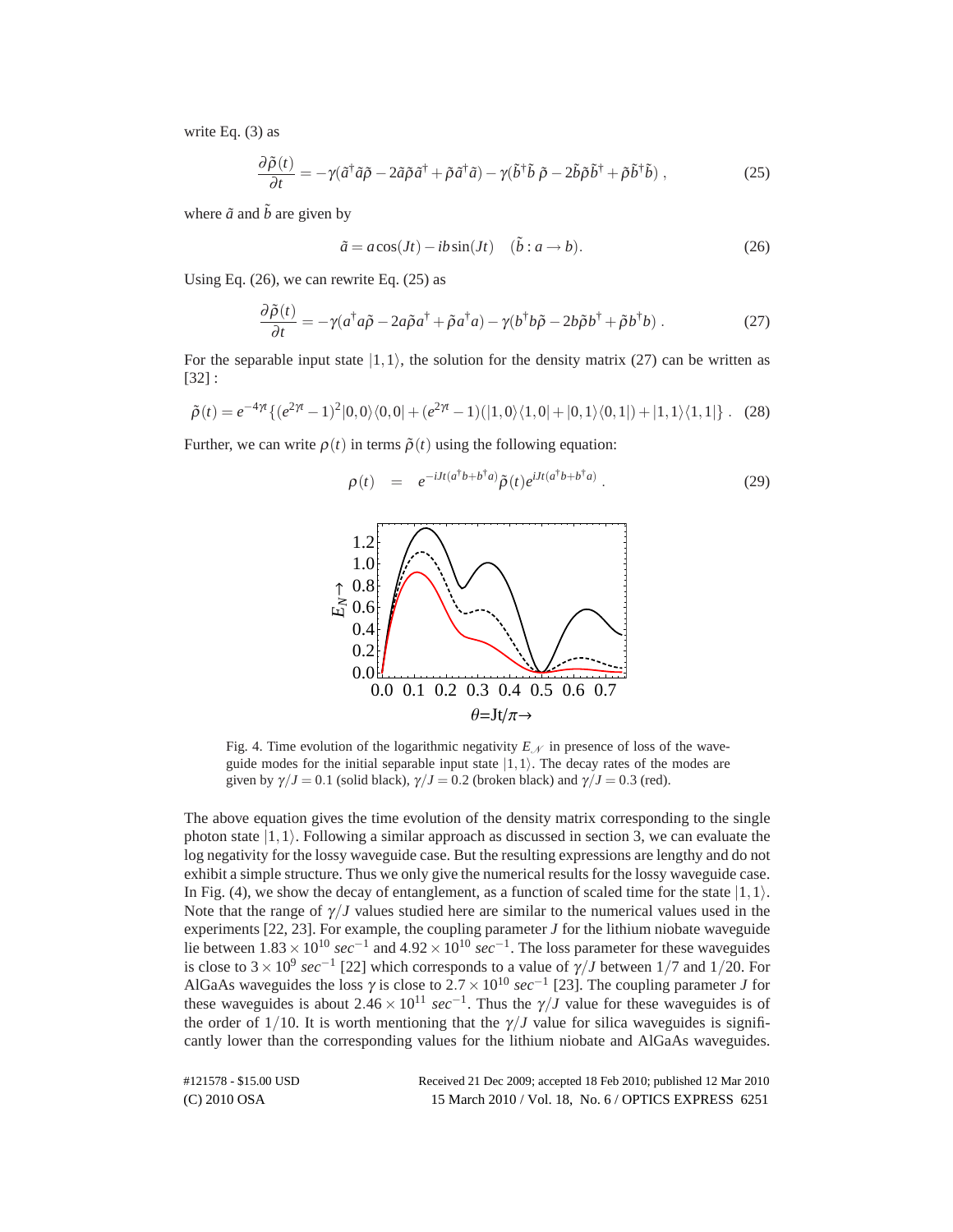write Eq. (3) as

$$\frac{\partial \tilde{\rho}(t)}{\partial t} = -\gamma(\tilde{a}^\dagger \tilde{a}\tilde{\rho} - 2\tilde{a}\tilde{\rho}\tilde{a}^\dagger + \tilde{\rho}\tilde{a}^\dagger \tilde{a}) - \gamma(\tilde{b}^\dagger \tilde{b}\,\tilde{\rho} - 2\tilde{b}\tilde{\rho}\tilde{b}^\dagger + \tilde{\rho}\tilde{b}^\dagger \tilde{b}) \,, \tag{25}$$

where $\tilde{a}$ and $\tilde{b}$ are given by

$$\tilde{a} = a\cos(Jt) - ib\sin(Jt) \quad (\tilde{b} : a \to b). \tag{26}$$

Using Eq. (26), we can rewrite Eq. (25) as

$$\frac{\partial \tilde{\rho}(t)}{\partial t} = -\gamma(a^\dagger a\tilde{\rho} - 2a\tilde{\rho}a^\dagger + \tilde{\rho}a^\dagger a) - \gamma(b^\dagger b\tilde{\rho} - 2b\tilde{\rho}b^\dagger + \tilde{\rho}b^\dagger b) \,. \tag{27}$$

For the separable input state $|1,1\rangle$, the solution for the density matrix (27) can be written as [32] :

$$\tilde{\rho}(t) = e^{-4\gamma t}\{(e^{2\gamma t}-1)^2|0,0\rangle\langle 0,0| + (e^{2\gamma t}-1)(|1,0\rangle\langle 1,0| + |0,1\rangle\langle 0,1|) + |1,1\rangle\langle 1,1|\} \,. \tag{28}$$

Further, we can write $\rho(t)$ in terms $\tilde{\rho}(t)$ using the following equation:

$$\rho(t) \quad = \quad e^{-iJt(a^\dagger b + b^\dagger a)}\tilde{\rho}(t)e^{iJt(a^\dagger b + b^\dagger a)} \,. \tag{29}$$

Fig. 4. Time evolution of the logarithmic negativity $E_{\mathcal{N}}$ in presence of loss of the waveguide modes for the initial separable input state $|1,1\rangle$. The decay rates of the modes are given by $\gamma/J = 0.1$ (solid black), $\gamma/J = 0.2$ (broken black) and $\gamma/J = 0.3$ (red).

The above equation gives the time evolution of the density matrix corresponding to the single photon state $|1,1\rangle$. Following a similar approach as discussed in section 3, we can evaluate the log negativity for the lossy waveguide case. But the resulting expressions are lengthy and do not exhibit a simple structure. Thus we only give the numerical results for the lossy waveguide case. In Fig. (4), we show the decay of entanglement, as a function of scaled time for the state $|1,1\rangle$. Note that the range of $\gamma/J$ values studied here are similar to the numerical values used in the experiments [22, 23]. For example, the coupling parameter $J$ for the lithium niobate waveguide lie between $1.83\times10^{10}$ $sec^{-1}$ and $4.92\times10^{10}$ $sec^{-1}$. The loss parameter for these waveguides is close to $3\times10^{9}$ $sec^{-1}$ [22] which corresponds to a value of $\gamma/J$ between $1/7$ and $1/20$. For AlGaAs waveguides the loss $\gamma$ is close to $2.7\times10^{10}$ $sec^{-1}$ [23]. The coupling parameter $J$ for these waveguides is about $2.46\times10^{11}$ $sec^{-1}$. Thus the $\gamma/J$ value for these waveguides is of the order of $1/10$. It is worth mentioning that the $\gamma/J$ value for silica waveguides is significantly lower than the corresponding values for the lithium niobate and AlGaAs waveguides.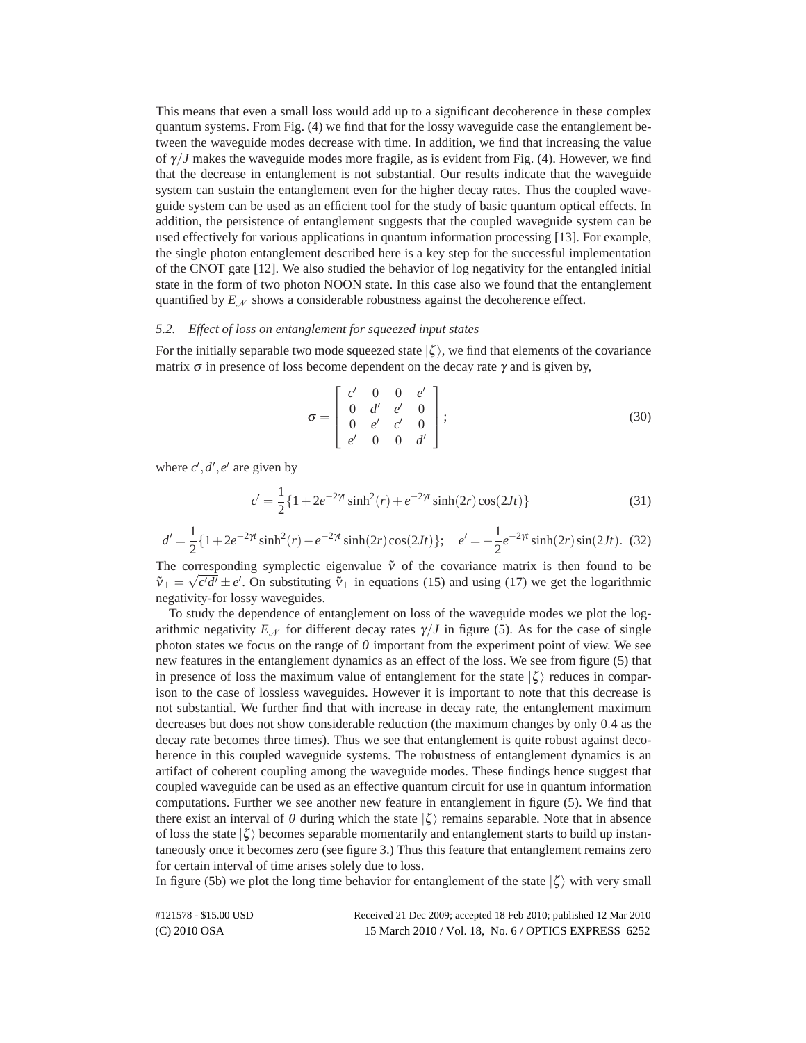This means that even a small loss would add up to a significant decoherence in these complex quantum systems. From Fig. (4) we find that for the lossy waveguide case the entanglement between the waveguide modes decrease with time. In addition, we find that increasing the value of $\gamma/J$ makes the waveguide modes more fragile, as is evident from Fig. (4). However, we find that the decrease in entanglement is not substantial. Our results indicate that the waveguide system can sustain the entanglement even for the higher decay rates. Thus the coupled waveguide system can be used as an efficient tool for the study of basic quantum optical effects. In addition, the persistence of entanglement suggests that the coupled waveguide system can be used effectively for various applications in quantum information processing [13]. For example, the single photon entanglement described here is a key step for the successful implementation of the CNOT gate [12]. We also studied the behavior of log negativity for the entangled initial state in the form of two photon NOON state. In this case also we found that the entanglement quantified by $E_{\mathcal{N}}$ shows a considerable robustness against the decoherence effect.

### 5.2. Effect of loss on entanglement for squeezed input states

For the initially separable two mode squeezed state $|\zeta\rangle$, we find that elements of the covariance matrix $\sigma$ in presence of loss become dependent on the decay rate $\gamma$ and is given by,

$$\sigma = \begin{bmatrix} c' & 0 & 0 & e' \\ 0 & d' & e' & 0 \\ 0 & e' & c' & 0 \\ e' & 0 & 0 & d' \end{bmatrix}; \tag{30}$$

where $c', d', e'$ are given by

$$c' = \frac{1}{2}\{1 + 2e^{-2\gamma t}\sinh^2(r) + e^{-2\gamma t}\sinh(2r)\cos(2Jt)\} \tag{31}$$

$$d' = \frac{1}{2}\{1 + 2e^{-2\gamma t}\sinh^2(r) - e^{-2\gamma t}\sinh(2r)\cos(2Jt)\}; \quad e' = -\frac{1}{2}e^{-2\gamma t}\sinh(2r)\sin(2Jt). \tag{32}$$

The corresponding symplectic eigenvalue $\tilde{v}$ of the covariance matrix is then found to be $\tilde{v}_{\pm} = \sqrt{c'd'} \pm e'$. On substituting $\tilde{v}_{\pm}$ in equations (15) and using (17) we get the logarithmic negativity-for lossy waveguides.

To study the dependence of entanglement on loss of the waveguide modes we plot the logarithmic negativity $E_{\mathcal{N}}$ for different decay rates $\gamma/J$ in figure (5). As for the case of single photon states we focus on the range of $\theta$ important from the experiment point of view. We see new features in the entanglement dynamics as an effect of the loss. We see from figure (5) that in presence of loss the maximum value of entanglement for the state $|\zeta\rangle$ reduces in comparison to the case of lossless waveguides. However it is important to note that this decrease is not substantial. We further find that with increase in decay rate, the entanglement maximum decreases but does not show considerable reduction (the maximum changes by only 0.4 as the decay rate becomes three times). Thus we see that entanglement is quite robust against decoherence in this coupled waveguide systems. The robustness of entanglement dynamics is an artifact of coherent coupling among the waveguide modes. These findings hence suggest that coupled waveguide can be used as an effective quantum circuit for use in quantum information computations. Further we see another new feature in entanglement in figure (5). We find that there exist an interval of $\theta$ during which the state $|\zeta\rangle$ remains separable. Note that in absence of loss the state $|\zeta\rangle$ becomes separable momentarily and entanglement starts to build up instantaneously once it becomes zero (see figure 3.) Thus this feature that entanglement remains zero for certain interval of time arises solely due to loss.

In figure (5b) we plot the long time behavior for entanglement of the state $|\zeta\rangle$ with very small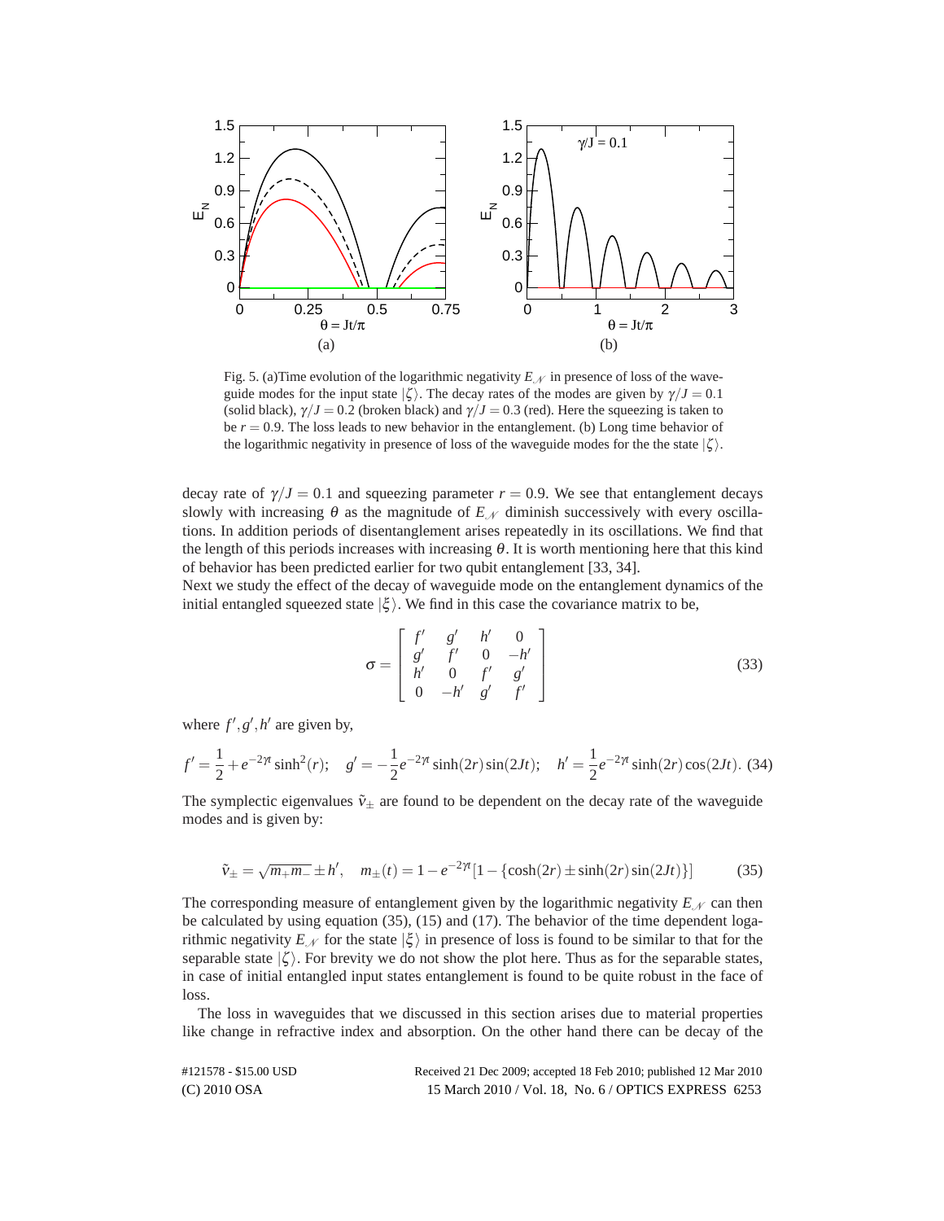Fig. 5. (a)Time evolution of the logarithmic negativity $E_{\mathcal{N}}$ in presence of loss of the waveguide modes for the input state $|\zeta\rangle$. The decay rates of the modes are given by $\gamma/J = 0.1$ (solid black), $\gamma/J = 0.2$ (broken black) and $\gamma/J = 0.3$ (red). Here the squeezing is taken to be $r = 0.9$. The loss leads to new behavior in the entanglement. (b) Long time behavior of the logarithmic negativity in presence of loss of the waveguide modes for the the state $|\zeta\rangle$.

decay rate of $\gamma/J = 0.1$ and squeezing parameter $r = 0.9$. We see that entanglement decays slowly with increasing $\theta$ as the magnitude of $E_{\mathcal{N}}$ diminish successively with every oscillations. In addition periods of disentanglement arises repeatedly in its oscillations. We find that the length of this periods increases with increasing $\theta$. It is worth mentioning here that this kind of behavior has been predicted earlier for two qubit entanglement [33, 34].

Next we study the effect of the decay of waveguide mode on the entanglement dynamics of the initial entangled squeezed state $|\xi\rangle$. We find in this case the covariance matrix to be,

$$\sigma = \begin{bmatrix} f' & g' & h' & 0 \\ g' & f' & 0 & -h' \\ h' & 0 & f' & g' \\ 0 & -h' & g' & f' \end{bmatrix} \tag{33}$$

where $f', g', h'$ are given by,

$$f' = \frac{1}{2} + e^{-2\gamma t}\sinh^2(r); \quad g' = -\frac{1}{2}e^{-2\gamma t}\sinh(2r)\sin(2Jt); \quad h' = \frac{1}{2}e^{-2\gamma t}\sinh(2r)\cos(2Jt). \tag{34}$$

The symplectic eigenvalues $\tilde{\nu}_{\pm}$ are found to be dependent on the decay rate of the waveguide modes and is given by:

$$\tilde{\nu}_{\pm} = \sqrt{m_+ m_-} \pm h', \quad m_{\pm}(t) = 1 - e^{-2\gamma t}[1 - \{\cosh(2r) \pm \sinh(2r)\sin(2Jt)\}] \tag{35}$$

The corresponding measure of entanglement given by the logarithmic negativity $E_{\mathcal{N}}$ can then be calculated by using equation (35), (15) and (17). The behavior of the time dependent logarithmic negativity $E_{\mathcal{N}}$ for the state $|\xi\rangle$ in presence of loss is found to be similar to that for the separable state $|\zeta\rangle$. For brevity we do not show the plot here. Thus as for the separable states, in case of initial entangled input states entanglement is found to be quite robust in the face of loss.

The loss in waveguides that we discussed in this section arises due to material properties like change in refractive index and absorption. On the other hand there can be decay of the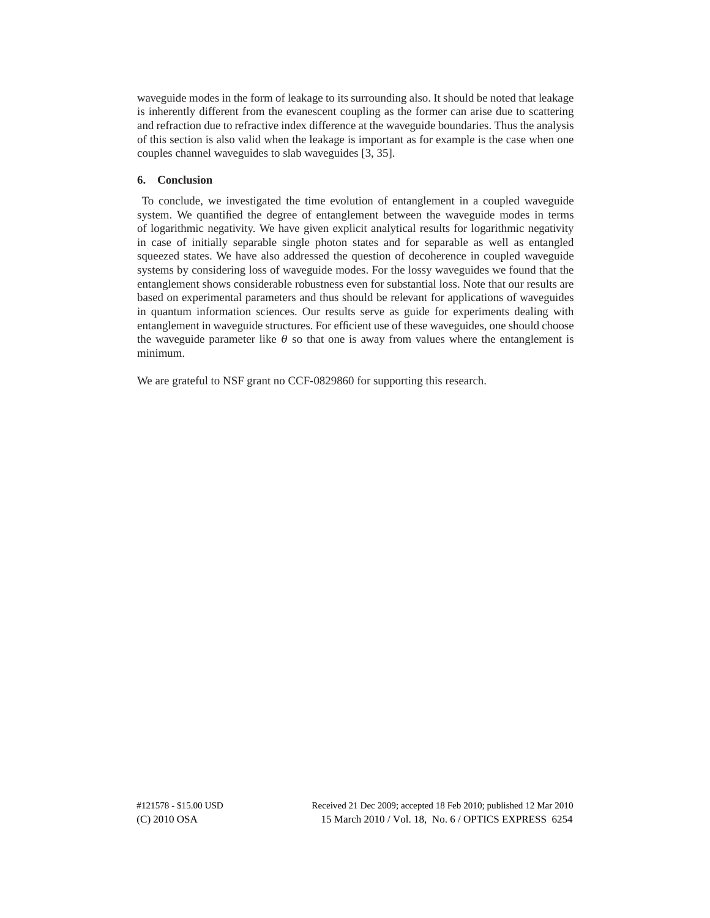waveguide modes in the form of leakage to its surrounding also. It should be noted that leakage is inherently different from the evanescent coupling as the former can arise due to scattering and refraction due to refractive index difference at the waveguide boundaries. Thus the analysis of this section is also valid when the leakage is important as for example is the case when one couples channel waveguides to slab waveguides [3, 35].

## 6. Conclusion

To conclude, we investigated the time evolution of entanglement in a coupled waveguide system. We quantified the degree of entanglement between the waveguide modes in terms of logarithmic negativity. We have given explicit analytical results for logarithmic negativity in case of initially separable single photon states and for separable as well as entangled squeezed states. We have also addressed the question of decoherence in coupled waveguide systems by considering loss of waveguide modes. For the lossy waveguides we found that the entanglement shows considerable robustness even for substantial loss. Note that our results are based on experimental parameters and thus should be relevant for applications of waveguides in quantum information sciences. Our results serve as guide for experiments dealing with entanglement in waveguide structures. For efficient use of these waveguides, one should choose the waveguide parameter like $\theta$ so that one is away from values where the entanglement is minimum.

We are grateful to NSF grant no CCF-0829860 for supporting this research.